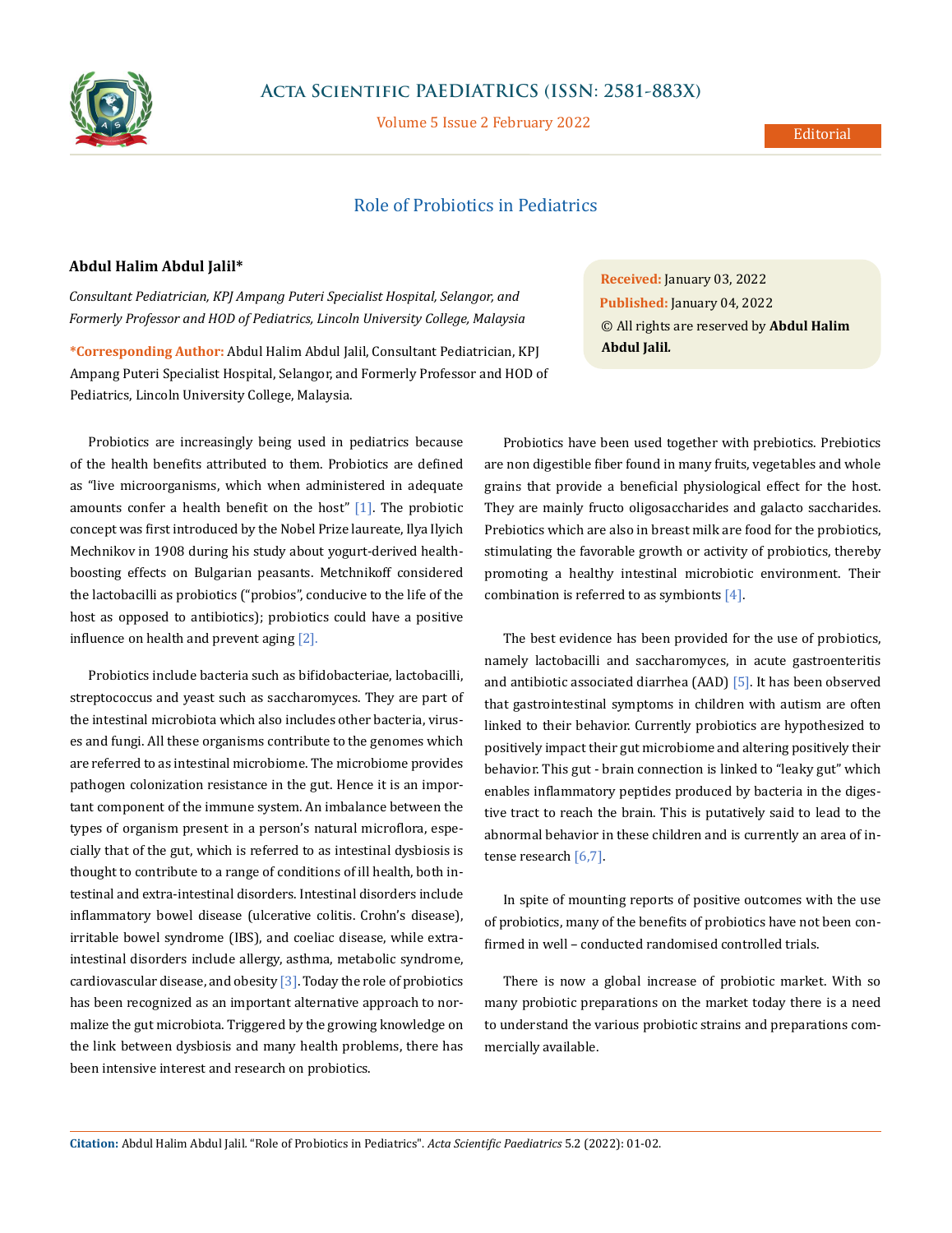# Role of Probiotics in Pediatrics

**Abdul Halim Abdul Jalil***

*Consultant Pediatrician, KPJ Ampang Puteri Specialist Hospital, Selangor, and Formerly Professor and HOD of Pediatrics, Lincoln University College, Malaysia*

**\*Corresponding Author:** Abdul Halim Abdul Jalil, Consultant Pediatrician, KPJ Ampang Puteri Specialist Hospital, Selangor, and Formerly Professor and HOD of Pediatrics, Lincoln University College, Malaysia.

**Received:** January 03, 2022
**Published:** January 04, 2022
© All rights are reserved by **Abdul Halim Abdul Jalil.**

Probiotics are increasingly being used in pediatrics because of the health benefits attributed to them. Probiotics are defined as "live microorganisms, which when administered in adequate amounts confer a health benefit on the host" [1]. The probiotic concept was first introduced by the Nobel Prize laureate, Ilya Ilyich Mechnikov in 1908 during his study about yogurt-derived health-boosting effects on Bulgarian peasants. Metchnikoff considered the lactobacilli as probiotics ("probios", conducive to the life of the host as opposed to antibiotics); probiotics could have a positive influence on health and prevent aging [2].

Probiotics include bacteria such as bifidobacteriae, lactobacilli, streptococcus and yeast such as saccharomyces. They are part of the intestinal microbiota which also includes other bacteria, viruses and fungi. All these organisms contribute to the genomes which are referred to as intestinal microbiome. The microbiome provides pathogen colonization resistance in the gut. Hence it is an important component of the immune system. An imbalance between the types of organism present in a person's natural microflora, especially that of the gut, which is referred to as intestinal dysbiosis is thought to contribute to a range of conditions of ill health, both intestinal and extra-intestinal disorders. Intestinal disorders include inflammatory bowel disease (ulcerative colitis. Crohn's disease), irritable bowel syndrome (IBS), and coeliac disease, while extra-intestinal disorders include allergy, asthma, metabolic syndrome, cardiovascular disease, and obesity [3]. Today the role of probiotics has been recognized as an important alternative approach to normalize the gut microbiota. Triggered by the growing knowledge on the link between dysbiosis and many health problems, there has been intensive interest and research on probiotics.

Probiotics have been used together with prebiotics. Prebiotics are non digestible fiber found in many fruits, vegetables and whole grains that provide a beneficial physiological effect for the host. They are mainly fructo oligosaccharides and galacto saccharides. Prebiotics which are also in breast milk are food for the probiotics, stimulating the favorable growth or activity of probiotics, thereby promoting a healthy intestinal microbiotic environment. Their combination is referred to as symbionts [4].

The best evidence has been provided for the use of probiotics, namely lactobacilli and saccharomyces, in acute gastroenteritis and antibiotic associated diarrhea (AAD) [5]. It has been observed that gastrointestinal symptoms in children with autism are often linked to their behavior. Currently probiotics are hypothesized to positively impact their gut microbiome and altering positively their behavior. This gut - brain connection is linked to "leaky gut" which enables inflammatory peptides produced by bacteria in the digestive tract to reach the brain. This is putatively said to lead to the abnormal behavior in these children and is currently an area of intense research [6,7].

In spite of mounting reports of positive outcomes with the use of probiotics, many of the benefits of probiotics have not been confirmed in well – conducted randomised controlled trials.

There is now a global increase of probiotic market. With so many probiotic preparations on the market today there is a need to understand the various probiotic strains and preparations commercially available.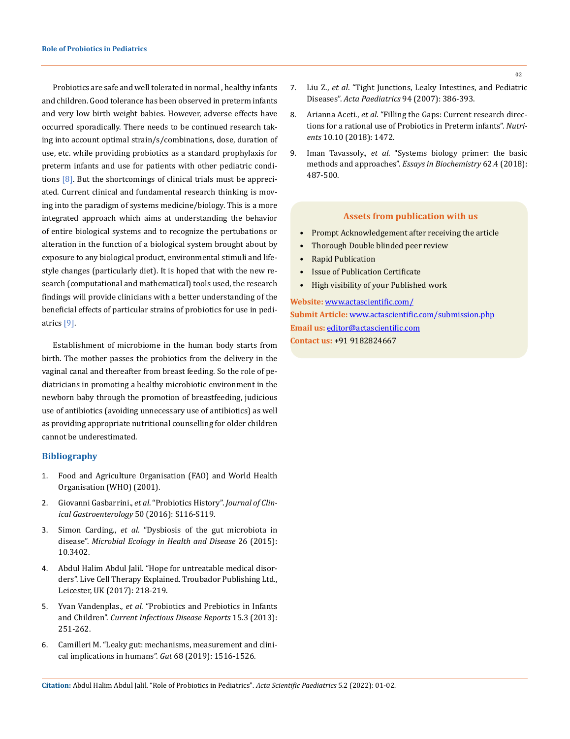Probiotics are safe and well tolerated in normal , healthy infants and children. Good tolerance has been observed in preterm infants and very low birth weight babies. However, adverse effects have occurred sporadically. There needs to be continued research taking into account optimal strain/s/combinations, dose, duration of use, etc. while providing probiotics as a standard prophylaxis for preterm infants and use for patients with other pediatric conditions [8]. But the shortcomings of clinical trials must be appreciated. Current clinical and fundamental research thinking is moving into the paradigm of systems medicine/biology. This is a more integrated approach which aims at understanding the behavior of entire biological systems and to recognize the pertubations or alteration in the function of a biological system brought about by exposure to any biological product, environmental stimuli and lifestyle changes (particularly diet). It is hoped that with the new research (computational and mathematical) tools used, the research findings will provide clinicians with a better understanding of the beneficial effects of particular strains of probiotics for use in pediatrics [9].

Establishment of microbiome in the human body starts from birth. The mother passes the probiotics from the delivery in the vaginal canal and thereafter from breast feeding. So the role of pediatricians in promoting a healthy microbiotic environment in the newborn baby through the promotion of breastfeeding, judicious use of antibiotics (avoiding unnecessary use of antibiotics) as well as providing appropriate nutritional counselling for older children cannot be underestimated.

## Bibliography

1. Food and Agriculture Organisation (FAO) and World Health Organisation (WHO) (2001).
2. Giovanni Gasbarrini., *et al*. "Probiotics History". *Journal of Clinical Gastroenterology* 50 (2016): S116-S119.
3. Simon Carding., *et al*. "Dysbiosis of the gut microbiota in disease". *Microbial Ecology in Health and Disease* 26 (2015): 10.3402.
4. Abdul Halim Abdul Jalil. "Hope for untreatable medical disorders". Live Cell Therapy Explained. Troubador Publishing Ltd., Leicester, UK (2017): 218-219.
5. Yvan Vandenplas., *et al*. "Probiotics and Prebiotics in Infants and Children". *Current Infectious Disease Reports* 15.3 (2013): 251-262.
6. Camilleri M. "Leaky gut: mechanisms, measurement and clinical implications in humans". *Gut* 68 (2019): 1516-1526.
7. Liu Z., *et al*. "Tight Junctions, Leaky Intestines, and Pediatric Diseases". *Acta Paediatrics* 94 (2007): 386-393.
8. Arianna Aceti., *et al*. "Filling the Gaps: Current research directions for a rational use of Probiotics in Preterm infants". *Nutrients* 10.10 (2018): 1472.
9. Iman Tavassoly., *et al*. "Systems biology primer: the basic methods and approaches". *Essays in Biochemistry* 62.4 (2018): 487-500.

**Assets from publication with us**

- Prompt Acknowledgement after receiving the article
- Thorough Double blinded peer review
- Rapid Publication
- Issue of Publication Certificate
- High visibility of your Published work

**Website:** www.actascientific.com/
**Submit Article:** www.actascientific.com/submission.php
**Email us:** editor@actascientific.com
**Contact us:** +91 9182824667